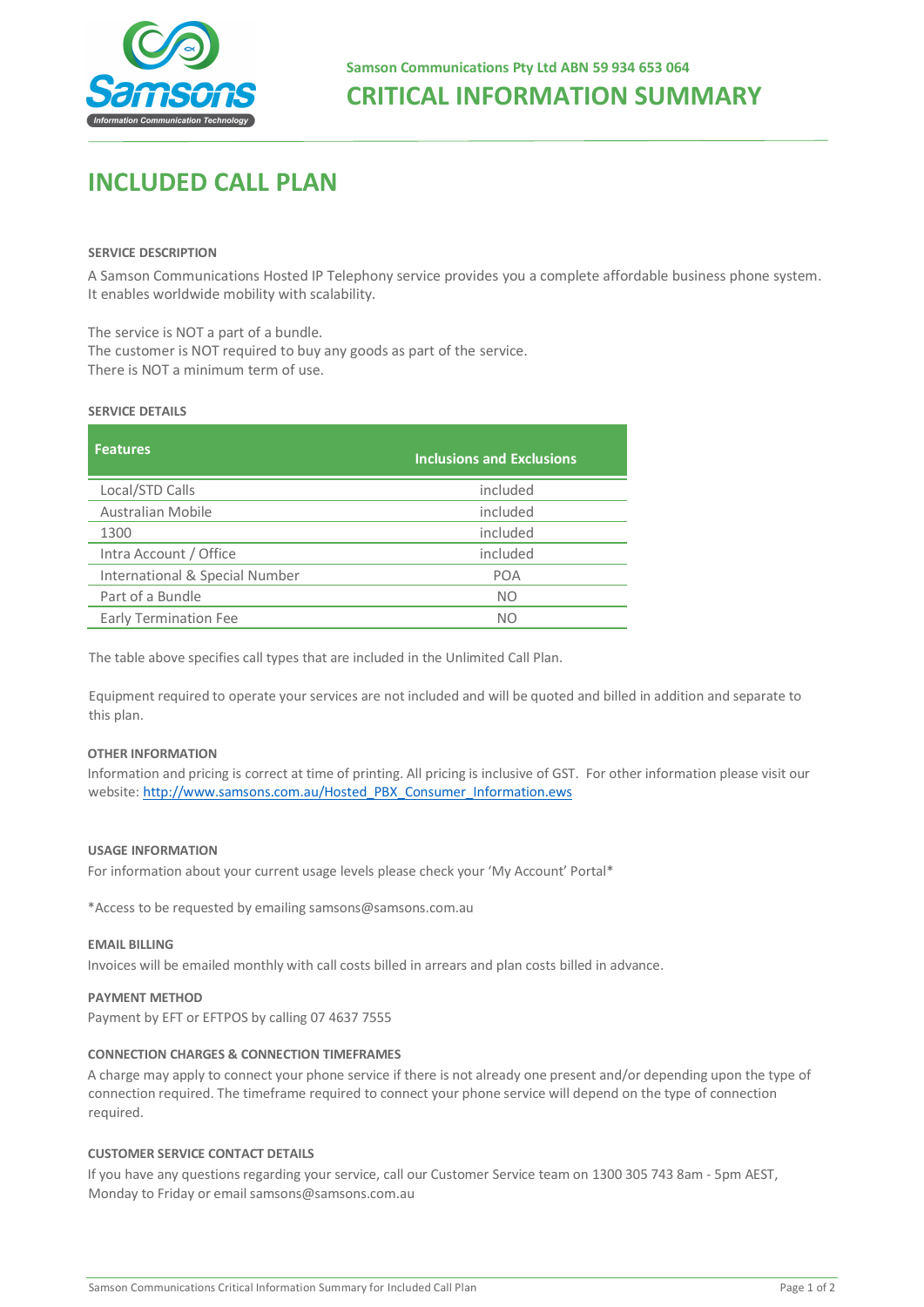Samson Communications Pty Ltd ABN 59 934 653 064

# CRITICAL INFORMATION SUMMARY

## INCLUDED CALL PLAN

### SERVICE DESCRIPTION

A Samson Communications Hosted IP Telephony service provides you a complete affordable business phone system. It enables worldwide mobility with scalability.

The service is NOT a part of a bundle.
The customer is NOT required to buy any goods as part of the service.
There is NOT a minimum term of use.

### SERVICE DETAILS

| Features | Inclusions and Exclusions |
|---|---|
| Local/STD Calls | included |
| Australian Mobile | included |
| 1300 | included |
| Intra Account / Office | included |
| International & Special Number | POA |
| Part of a Bundle | NO |
| Early Termination Fee | NO |

The table above specifies call types that are included in the Unlimited Call Plan.

Equipment required to operate your services are not included and will be quoted and billed in addition and separate to this plan.

### OTHER INFORMATION

Information and pricing is correct at time of printing. All pricing is inclusive of GST. For other information please visit our website: http://www.samsons.com.au/Hosted_PBX_Consumer_Information.ews

### USAGE INFORMATION

For information about your current usage levels please check your 'My Account' Portal*

*Access to be requested by emailing samsons@samsons.com.au

### EMAIL BILLING

Invoices will be emailed monthly with call costs billed in arrears and plan costs billed in advance.

### PAYMENT METHOD

Payment by EFT or EFTPOS by calling 07 4637 7555

### CONNECTION CHARGES & CONNECTION TIMEFRAMES

A charge may apply to connect your phone service if there is not already one present and/or depending upon the type of connection required. The timeframe required to connect your phone service will depend on the type of connection required.

### CUSTOMER SERVICE CONTACT DETAILS

If you have any questions regarding your service, call our Customer Service team on 1300 305 743 8am - 5pm AEST, Monday to Friday or email samsons@samsons.com.au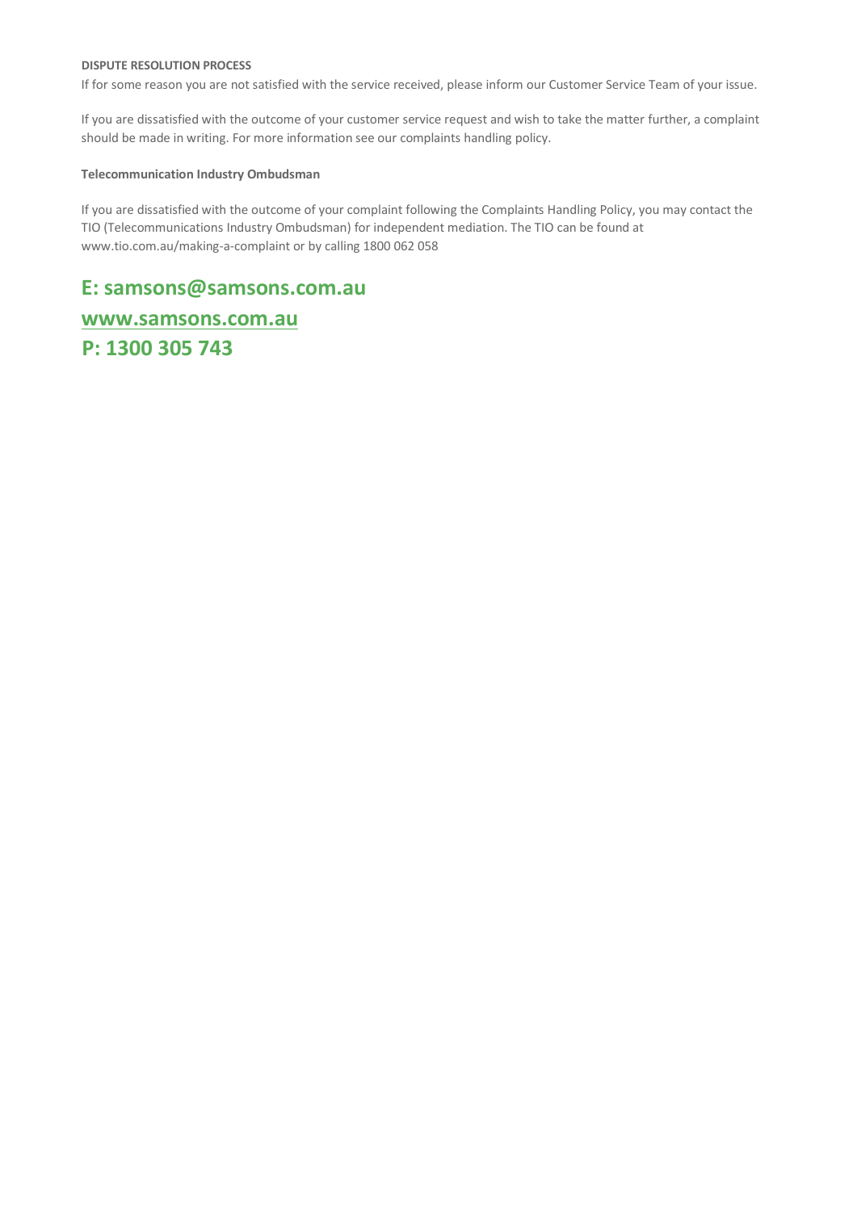**DISPUTE RESOLUTION PROCESS**

If for some reason you are not satisfied with the service received, please inform our Customer Service Team of your issue.

If you are dissatisfied with the outcome of your customer service request and wish to take the matter further, a complaint should be made in writing. For more information see our complaints handling policy.

**Telecommunication Industry Ombudsman**

If you are dissatisfied with the outcome of your complaint following the Complaints Handling Policy, you may contact the TIO (Telecommunications Industry Ombudsman) for independent mediation. The TIO can be found at www.tio.com.au/making-a-complaint or by calling 1800 062 058

**E: samsons@samsons.com.au**

**www.samsons.com.au**

**P: 1300 305 743**